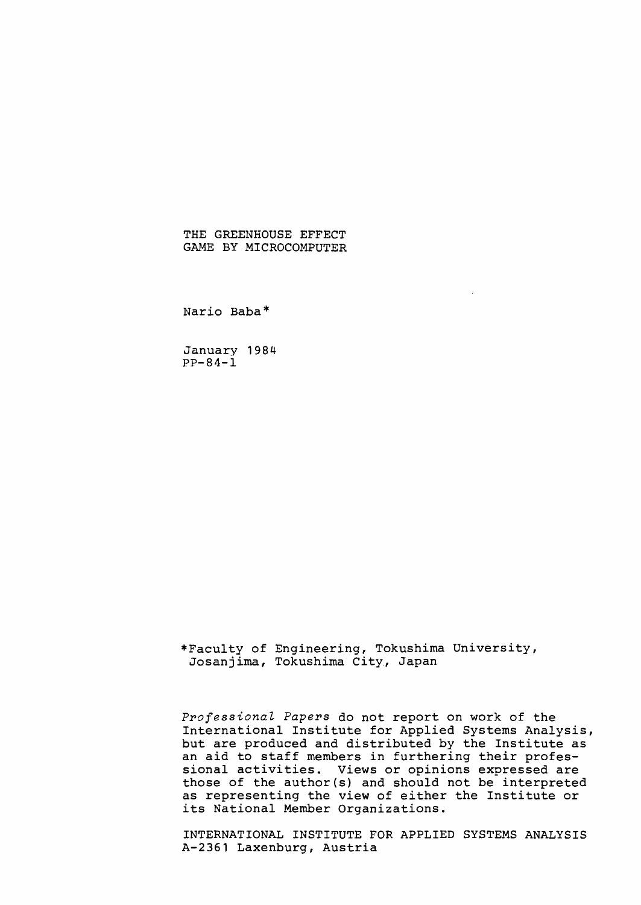# THE GREENHOUSE EFFECT GAME BY MICROCOMPUTER

Nario Baba*

January 1984
PP-84-1

*Faculty of Engineering, Tokushima University, Josanjima, Tokushima City, Japan

*Professional Papers* do not report on work of the International Institute for Applied Systems Analysis, but are produced and distributed by the Institute as an aid to staff members in furthering their professional activities. Views or opinions expressed are those of the author(s) and should not be interpreted as representing the view of either the Institute or its National Member Organizations.

INTERNATIONAL INSTITUTE FOR APPLIED SYSTEMS ANALYSIS
A-2361 Laxenburg, Austria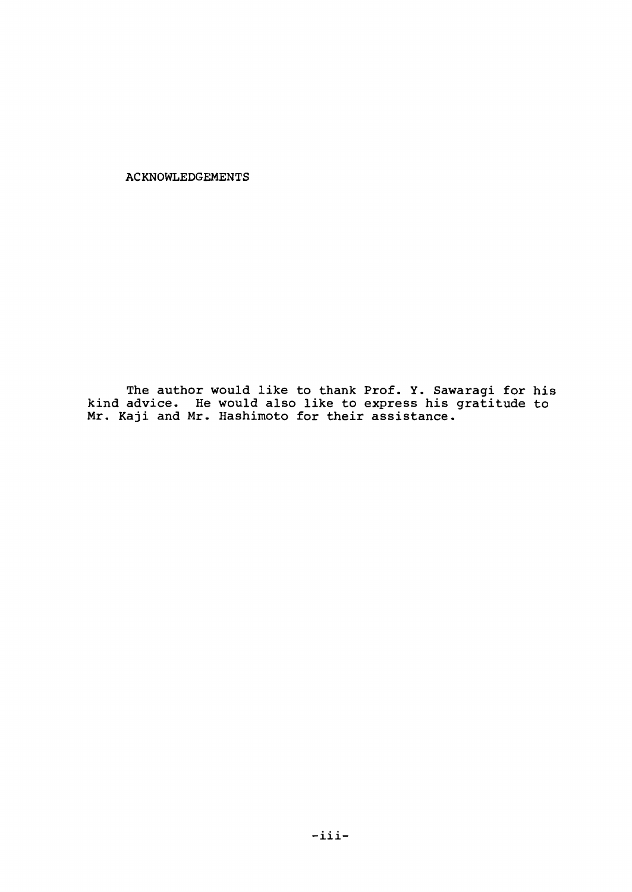# ACKNOWLEDGEMENTS

The author would like to thank Prof. Y. Sawaragi for his kind advice. He would also like to express his gratitude to Mr. Kaji and Mr. Hashimoto for their assistance.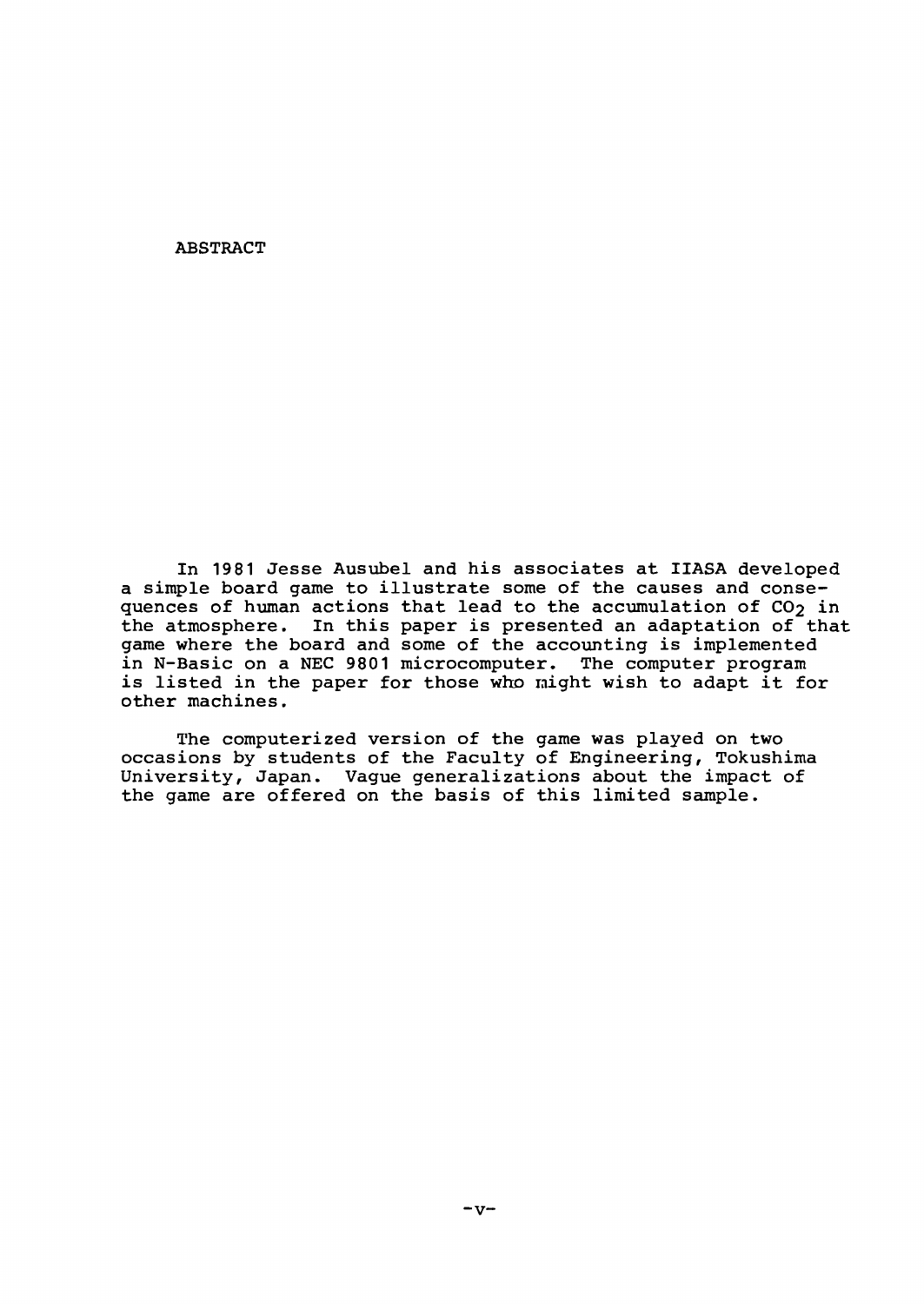# ABSTRACT

In 1981 Jesse Ausubel and his associates at IIASA developed a simple board game to illustrate some of the causes and consequences of human actions that lead to the accumulation of $CO_2$ in the atmosphere. In this paper is presented an adaptation of that game where the board and some of the accounting is implemented in N-Basic on a NEC 9801 microcomputer. The computer program is listed in the paper for those who might wish to adapt it for other machines.

The computerized version of the game was played on two occasions by students of the Faculty of Engineering, Tokushima University, Japan. Vague generalizations about the impact of the game are offered on the basis of this limited sample.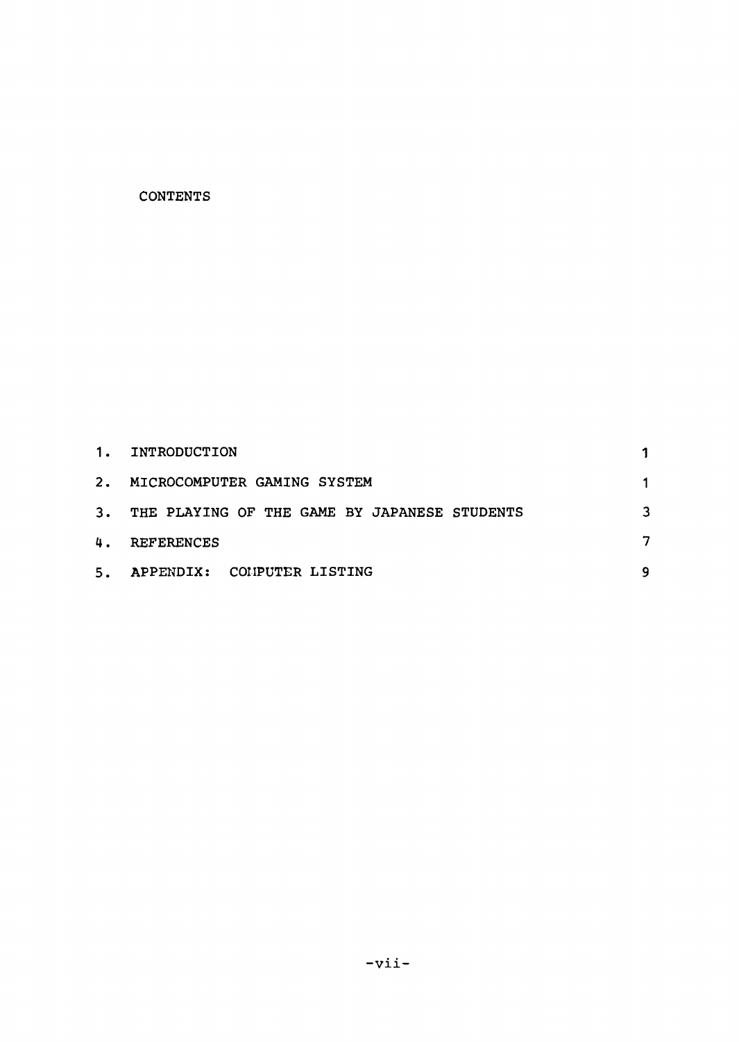CONTENTS

| | | |
|---|---|---|
| 1. | INTRODUCTION | 1 |
| 2. | MICROCOMPUTER GAMING SYSTEM | 1 |
| 3. | THE PLAYING OF THE GAME BY JAPANESE STUDENTS | 3 |
| 4. | REFERENCES | 7 |
| 5. | APPENDIX: COMPUTER LISTING | 9 |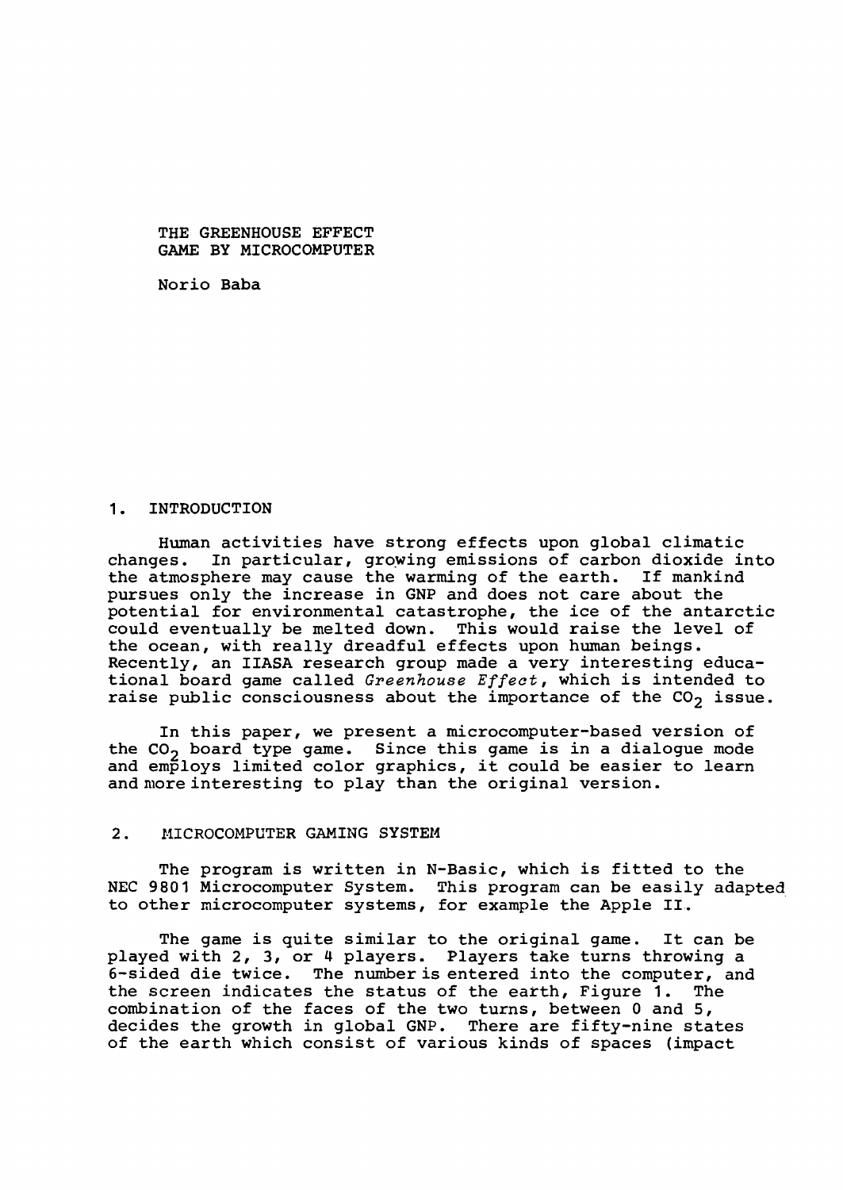# THE GREENHOUSE EFFECT GAME BY MICROCOMPUTER

Norio Baba

## 1. INTRODUCTION

Human activities have strong effects upon global climatic changes. In particular, growing emissions of carbon dioxide into the atmosphere may cause the warming of the earth. If mankind pursues only the increase in GNP and does not care about the potential for environmental catastrophe, the ice of the antarctic could eventually be melted down. This would raise the level of the ocean, with really dreadful effects upon human beings. Recently, an IIASA research group made a very interesting educational board game called *Greenhouse Effect*, which is intended to raise public consciousness about the importance of the $CO_2$ issue.

In this paper, we present a microcomputer-based version of the $CO_2$ board type game. Since this game is in a dialogue mode and employs limited color graphics, it could be easier to learn and more interesting to play than the original version.

## 2. MICROCOMPUTER GAMING SYSTEM

The program is written in N-Basic, which is fitted to the NEC 9801 Microcomputer System. This program can be easily adapted to other microcomputer systems, for example the Apple II.

The game is quite similar to the original game. It can be played with 2, 3, or 4 players. Players take turns throwing a 6-sided die twice. The number is entered into the computer, and the screen indicates the status of the earth, Figure 1. The combination of the faces of the two turns, between 0 and 5, decides the growth in global GNP. There are fifty-nine states of the earth which consist of various kinds of spaces (impact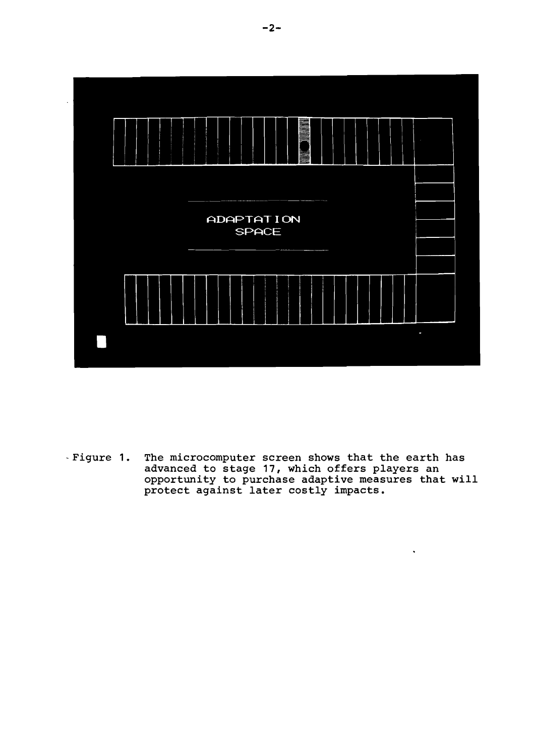ADAPTATION
SPACE

Figure 1. The microcomputer screen shows that the earth has advanced to stage 17, which offers players an opportunity to purchase adaptive measures that will protect against later costly impacts.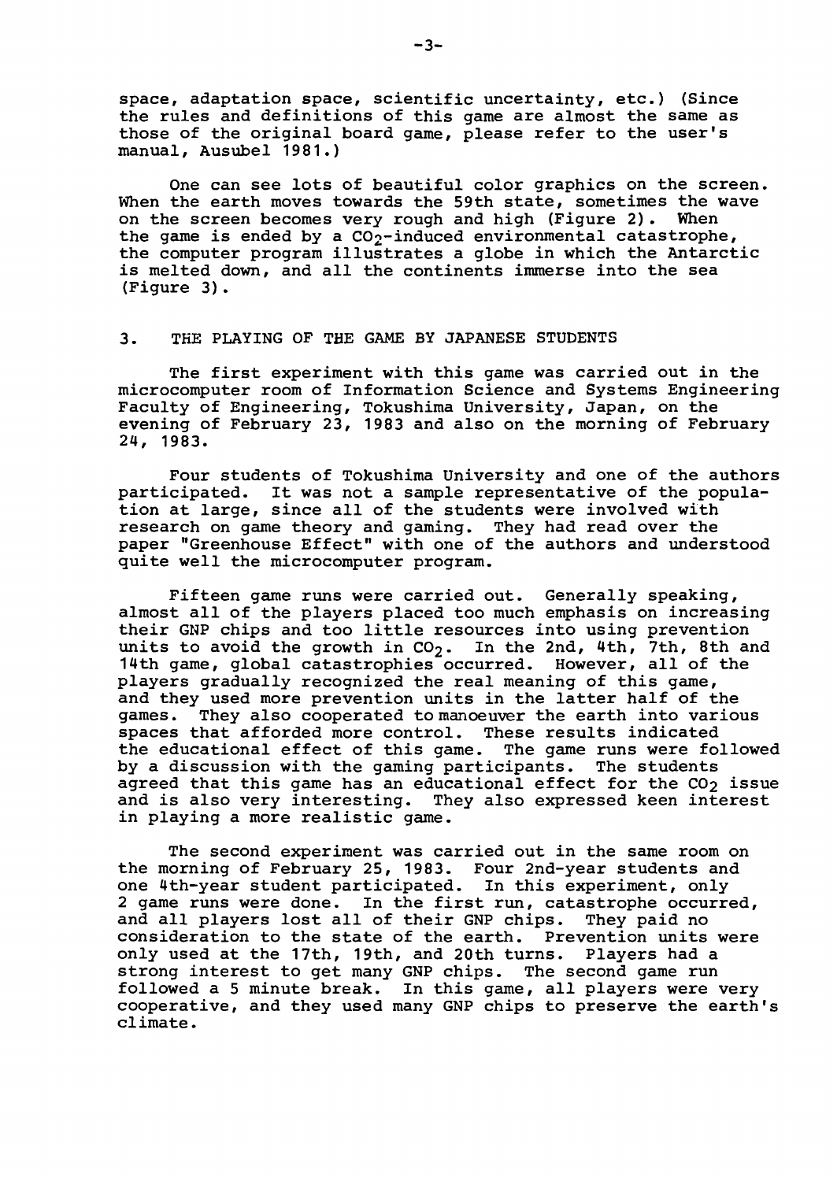space, adaptation space, scientific uncertainty, etc.) (Since the rules and definitions of this game are almost the same as those of the original board game, please refer to the user's manual, Ausubel 1981.)

One can see lots of beautiful color graphics on the screen. When the earth moves towards the 59th state, sometimes the wave on the screen becomes very rough and high (Figure 2). When the game is ended by a $CO_2$-induced environmental catastrophe, the computer program illustrates a globe in which the Antarctic is melted down, and all the continents immerse into the sea (Figure 3).

## 3. THE PLAYING OF THE GAME BY JAPANESE STUDENTS

The first experiment with this game was carried out in the microcomputer room of Information Science and Systems Engineering Faculty of Engineering, Tokushima University, Japan, on the evening of February 23, 1983 and also on the morning of February 24, 1983.

Four students of Tokushima University and one of the authors participated. It was not a sample representative of the population at large, since all of the students were involved with research on game theory and gaming. They had read over the paper "Greenhouse Effect" with one of the authors and understood quite well the microcomputer program.

Fifteen game runs were carried out. Generally speaking, almost all of the players placed too much emphasis on increasing their GNP chips and too little resources into using prevention units to avoid the growth in $CO_2$. In the 2nd, 4th, 7th, 8th and 14th game, global catastrophies occurred. However, all of the players gradually recognized the real meaning of this game, and they used more prevention units in the latter half of the games. They also cooperated to manoeuver the earth into various spaces that afforded more control. These results indicated the educational effect of this game. The game runs were followed by a discussion with the gaming participants. The students agreed that this game has an educational effect for the $CO_2$ issue and is also very interesting. They also expressed keen interest in playing a more realistic game.

The second experiment was carried out in the same room on the morning of February 25, 1983. Four 2nd-year students and one 4th-year student participated. In this experiment, only 2 game runs were done. In the first run, catastrophe occurred, and all players lost all of their GNP chips. They paid no consideration to the state of the earth. Prevention units were only used at the 17th, 19th, and 20th turns. Players had a strong interest to get many GNP chips. The second game run followed a 5 minute break. In this game, all players were very cooperative, and they used many GNP chips to preserve the earth's climate.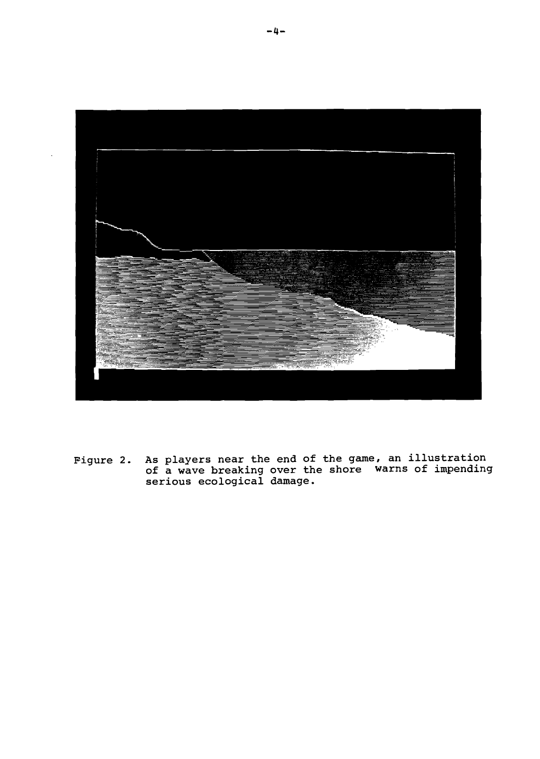Figure 2. As players near the end of the game, an illustration of a wave breaking over the shore warns of impending serious ecological damage.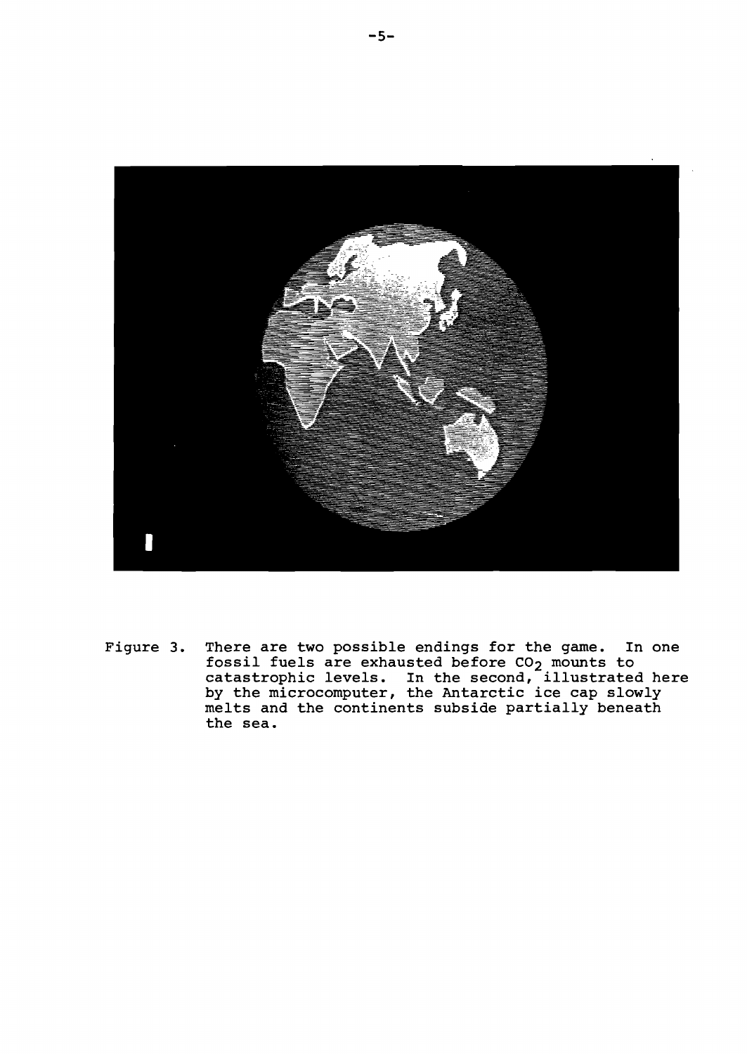Figure 3. There are two possible endings for the game. In one fossil fuels are exhausted before $CO_2$ mounts to catastrophic levels. In the second, illustrated here by the microcomputer, the Antarctic ice cap slowly melts and the continents subside partially beneath the sea.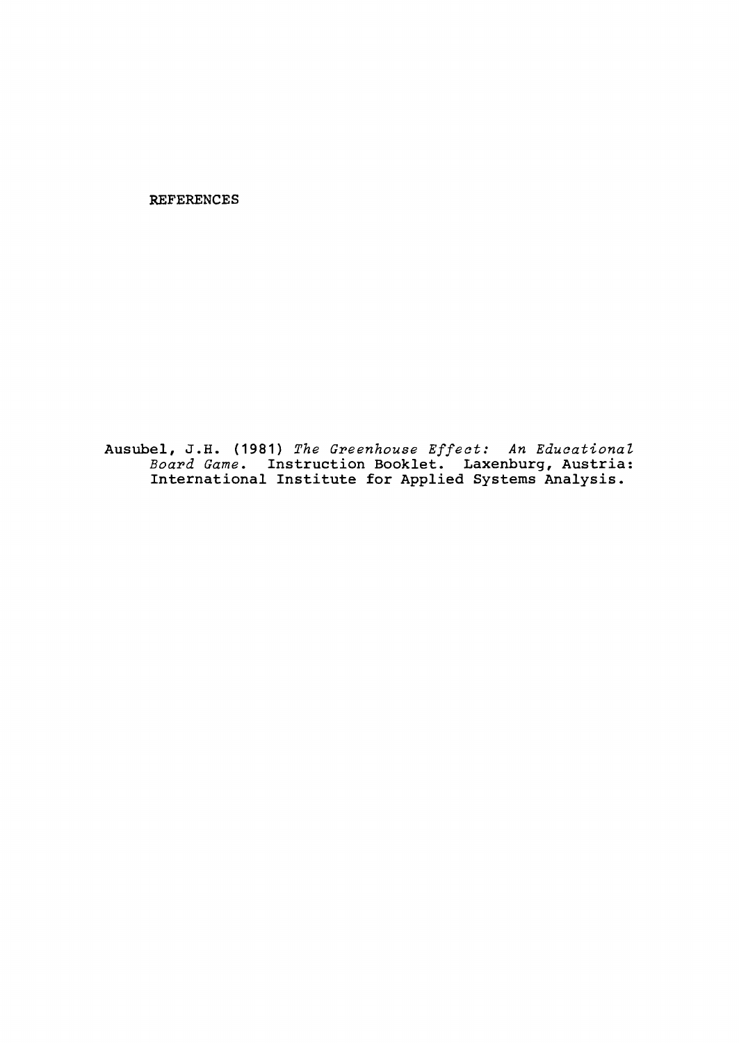# REFERENCES

Ausubel, J.H. (1981) *The Greenhouse Effect: An Educational Board Game*. Instruction Booklet. Laxenburg, Austria: International Institute for Applied Systems Analysis.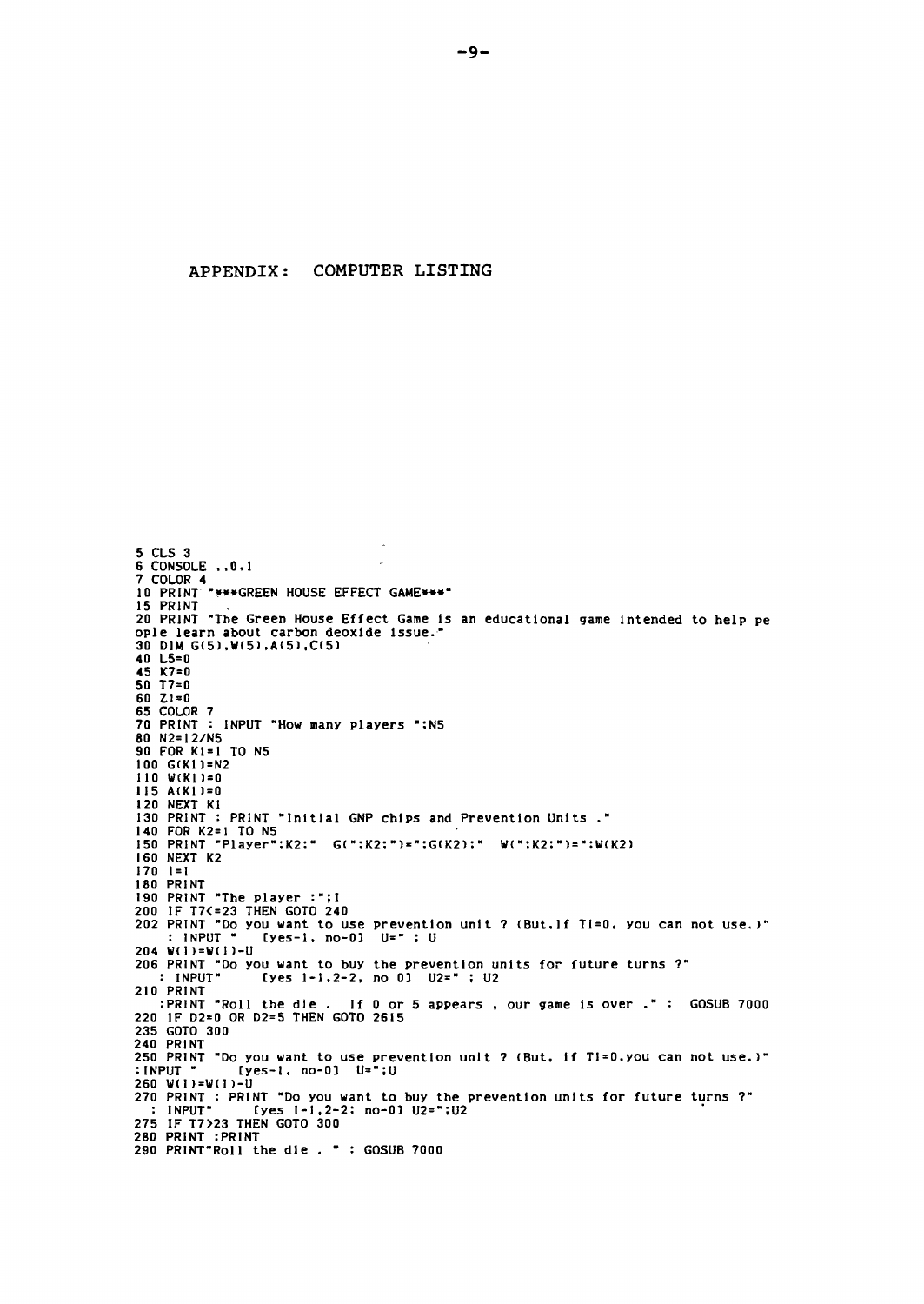APPENDIX: COMPUTER LISTING

```
5 CLS 3
6 CONSOLE ,,0,1
7 COLOR 4
10 PRINT "***GREEN HOUSE EFFECT GAME***"
15 PRINT  .
20 PRINT "The Green House Effect Game is an educational game intended to help pe
ople learn about carbon deoxide issue."
30 DIM G(5),W(5),A(5),C(5)
40 L5=0
45 K7=0
50 T7=0
60 Z1=0
65 COLOR 7
70 PRINT : INPUT "How many players ":N5
80 N2=12/N5
90 FOR K1=1 TO N5
100 G(K1)=N2
110 W(K1)=0
115 A(K1)=0
120 NEXT K1
130 PRINT : PRINT "Initial GNP chips and Prevention Units ."
140 FOR K2=1 TO N5
150 PRINT "Player";K2;"  G(";K2;")=";G(K2);"  W(";K2;")=";W(K2)
160 NEXT K2
170 I=1
180 PRINT
190 PRINT "The player :";I
200 IF T7<=23 THEN GOTO 240
202 PRINT "Do you want to use prevention unit ? (But,If T1=0, you can not use.)"
    : INPUT "    [yes-1, no-0]  U=" ; U
204 W(I)=W(I)-U
206 PRINT "Do you want to buy the prevention units for future turns ?"
   : INPUT"     [yes 1-1,2-2, no 0]  U2=" ; U2
210 PRINT
   :PRINT "Roll the die .  If 0 or 5 appears , our game is over ." :  GOSUB 7000
220 IF D2=0 OR D2=5 THEN GOTO 2615
235 GOTO 300
240 PRINT
250 PRINT "Do you want to use prevention unit ? (But, if T1=0,you can not use.)"
:INPUT "     [yes-1, no-0]  U=";U
260 W(I)=W(I)-U
270 PRINT : PRINT "Do you want to buy the prevention units for future turns ?"
  : INPUT"      [yes 1-1,2-2; no-0] U2=";U2
275 IF T7>23 THEN GOTO 300
280 PRINT :PRINT
290 PRINT"Roll the die . " : GOSUB 7000
```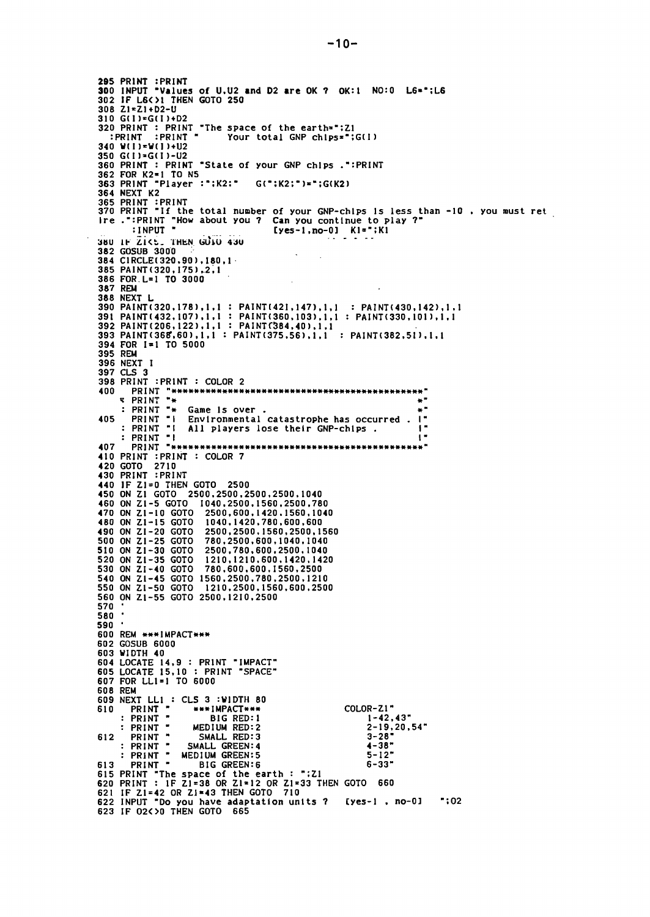```
295 PRINT :PRINT
300 INPUT "Values of U,U2 and D2 are OK ?  OK:1  NO:0  L6=";L6
302 IF L6<>1 THEN GOTO 250
308 Z1=Z1+D2-U
310 G(I)=G(I)+D2
320 PRINT : PRINT "The space of the earth=";Z1
   :PRINT  :PRINT "      Your total GNP chips=";G(I)
340 W(I)=W(I)+U2
350 G(I)=G(I)-U2
360 PRINT : PRINT "State of your GNP chips .":PRINT
362 FOR K2=1 TO N5
363 PRINT "Player :";K2;"   G(";K2;")=";G(K2)
364 NEXT K2
365 PRINT :PRINT
370 PRINT "If the total number of your GNP-chips is less than -10 , you must ret
ire .":PRINT "How about you ?  Can you continue to play ?"
      :INPUT "                         [yes-1,no-0]  K1=";K1
380 IF Z1<E THEN GOTO 430
382 GOSUB 3000
384 CIRCLE(320,90),180,1
385 PAINT(320,175),2,1
386 FOR L=1 TO 3000
387 REM
388 NEXT L
390 PAINT(320,178),1,1 : PAINT(421,147),1,1  : PAINT(430,142),1,1
391 PAINT(432,107),1,1 : PAINT(360,103),1,1 : PAINT(330,101),1,1
392 PAINT(206,122),1,1 : PAINT(384,40),1,1
393 PAINT(368,60),1,1 : PAINT(375,56),1,1  : PAINT(382,51),1,1
394 FOR I=1 TO 5000
395 REM
396 NEXT I
397 CLS 3
398 PRINT :PRINT : COLOR 2
400   PRINT "*********************************************"
    : PRINT "*                                           *"
    : PRINT "*  Game is over .                           *"
405   PRINT "|  Environmental catastrophe has occurred . |"
    : PRINT "|  All players lose their GNP-chips .       |"
    : PRINT "|                                           |"
407   PRINT "*********************************************"
410 PRINT :PRINT : COLOR 7
420 GOTO  2710
430 PRINT :PRINT
440 IF Z1=0 THEN GOTO  2500
450 ON Z1 GOTO  2500,2500,2500,2500,1040
460 ON Z1-5 GOTO  1040,2500,1560,2500,780
470 ON Z1-10 GOTO  2500,600,1420,1560,1040
480 ON Z1-15 GOTO  1040,1420,780,600,600
490 ON Z1-20 GOTO  2500,2500,1560,2500,1560
500 ON Z1-25 GOTO  780,2500,600,1040,1040
510 ON Z1-30 GOTO  2500,780,600,2500,1040
520 ON Z1-35 GOTO  1210,1210,600,1420,1420
530 ON Z1-40 GOTO  780,600,600,1560,2500
540 ON Z1-45 GOTO 1560,2500,780,2500,1210
550 ON Z1-50 GOTO  1210,2500,1560,600,2500
560 ON Z1-55 GOTO 2500,1210,2500
570 '
580 '
590 '
600 REM ***IMPACT***
602 GOSUB 6000
603 WIDTH 40
604 LOCATE 14,9 : PRINT "IMPACT"
605 LOCATE 15,10 : PRINT "SPACE"
607 FOR LL1=1 TO 6000
608 REM
609 NEXT LL1 : CLS 3 :WIDTH 80
610   PRINT "      ***IMPACT***                    COLOR-Z1"
    : PRINT "         BIG RED:1                      1-42,43"
    : PRINT "      MEDIUM RED:2                      2-19,20,54"
612   PRINT "       SMALL RED:3                      3-28"
    : PRINT "     SMALL GREEN:4                      4-38"
    : PRINT "    MEDIUM GREEN:5                      5-12"
613   PRINT "       BIG GREEN:6                      6-33"
615 PRINT "The space of the earth : ";Z1
620 PRINT : IF Z1=38 OR Z1=12 OR Z1=33 THEN GOTO  660
621 IF Z1=42 OR Z1=43 THEN GOTO  710
622 INPUT "Do you have adaptation units ?  [yes-1 , no-0]   ";O2
623 IF O2<>0 THEN GOTO  665
```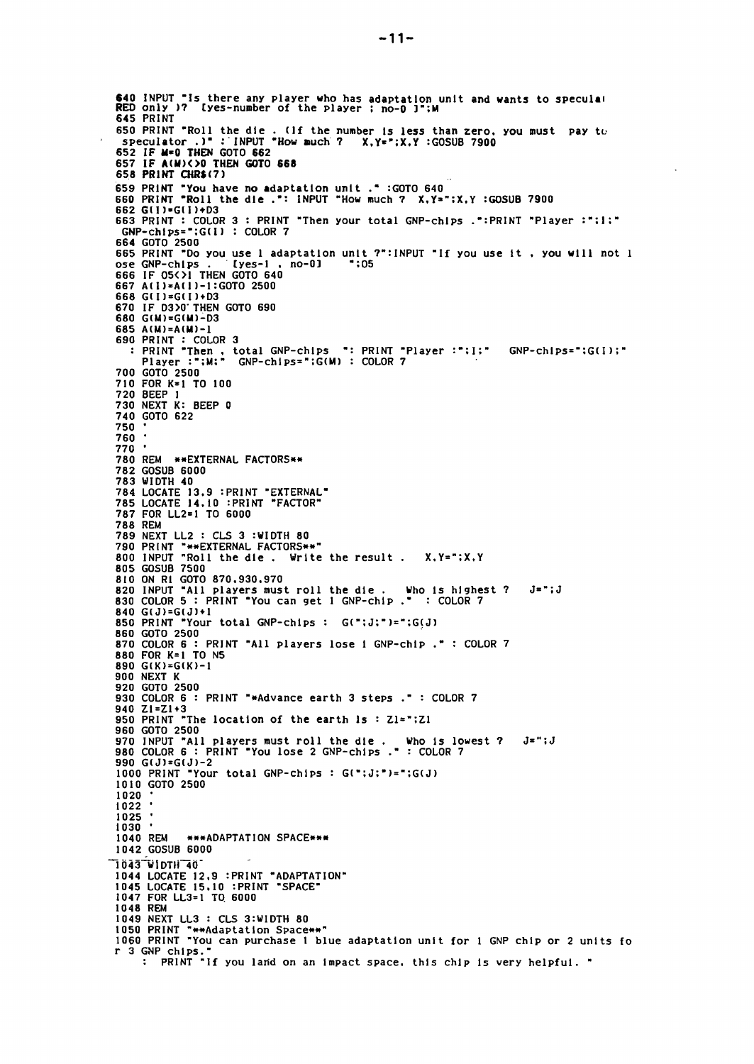```
640 INPUT "Is there any player who has adaptation unit and wants to speculat
RED only )?  [yes-number of the player ; no-0 ]";M
645 PRINT
650 PRINT "Roll the die . (If the number is less than zero, you must  pay to
 speculator .)" : INPUT "How much ?   X,Y=";X,Y :GOSUB 7900
652 IF M=0 THEN GOTO 662
657 IF A(M)<>0 THEN GOTO 668
658 PRINT CHR$(7)
659 PRINT "You have no adaptation unit ." :GOTO 640
660 PRINT "Roll the die .": INPUT "How much ?  X,Y=";X,Y :GOSUB 7900
662 G(I)=G(I)+D3
663 PRINT : COLOR 3 : PRINT "Then your total GNP-chips .":PRINT "Player :";I;"
 GNP-chips=";G(I) : COLOR 7
664 GOTO 2500
665 PRINT "Do you use 1 adaptation unit ?":INPUT "If you use it , you will not l
ose GNP-chips .   [yes-1 , no-0]    ";O5
666 IF O5<>1 THEN GOTO 640
667 A(I)=A(I)-1:GOTO 2500
668 G(I)=G(I)+D3
670 IF D3>0 THEN GOTO 690
680 G(M)=G(M)-D3
685 A(M)=A(M)-1
690 PRINT : COLOR 3
  : PRINT "Then , total GNP-chips  ": PRINT "Player :";I;"   GNP-chips=";G(I);"
    Player :";M;"  GNP-chips=";G(M) : COLOR 7
700 GOTO 2500
710 FOR K=1 TO 100
720 BEEP 1
730 NEXT K: BEEP 0
740 GOTO 622
750 '
760 '
770 '
780 REM  **EXTERNAL FACTORS**
782 GOSUB 6000
783 WIDTH 40
784 LOCATE 13,9 :PRINT "EXTERNAL"
785 LOCATE 14,10 :PRINT "FACTOR"
787 FOR LL2=1 TO 6000
788 REM
789 NEXT LL2 : CLS 3 :WIDTH 80
790 PRINT "**EXTERNAL FACTORS**"
800 INPUT "Roll the die .  Write the result .   X,Y=";X,Y
805 GOSUB 7500
810 ON R1 GOTO 870,930,970
820 INPUT "All players must roll the die .   Who is highest ?   J=";J
830 COLOR 5 : PRINT "You can get 1 GNP-chip ."  : COLOR 7
840 G(J)=G(J)+1
850 PRINT "Your total GNP-chips :  G(";J;")=";G(J)
860 GOTO 2500
870 COLOR 6 : PRINT "All players lose 1 GNP-chip ." : COLOR 7
880 FOR K=1 TO N5
890 G(K)=G(K)-1
900 NEXT K
920 GOTO 2500
930 COLOR 6 : PRINT "*Advance earth 3 steps ." : COLOR 7
940 Z1=Z1+3
950 PRINT "The location of the earth is : Z1=";Z1
960 GOTO 2500
970 INPUT "All players must roll the die .   Who is lowest ?   J=";J
980 COLOR 6 : PRINT "You lose 2 GNP-chips ." : COLOR 7
990 G(J)=G(J)-2
1000 PRINT "Your total GNP-chips : G(";J;")=";G(J)
1010 GOTO 2500
1020 '
1022 '
1025 '
1030 '
1040 REM    ***ADAPTATION SPACE***
1042 GOSUB 6000
1043 WIDTH 40
1044 LOCATE 12,9 :PRINT "ADAPTATION"
1045 LOCATE 15,10 :PRINT "SPACE"
1047 FOR LL3=1 TO 6000
1048 REM
1049 NEXT LL3 : CLS 3:WIDTH 80
1050 PRINT "**Adaptation Space**"
1060 PRINT "You can purchase 1 blue adaptation unit for 1 GNP chip or 2 units fo
r 3 GNP chips."
    :  PRINT "If you land on an impact space, this chip is very helpful. "
```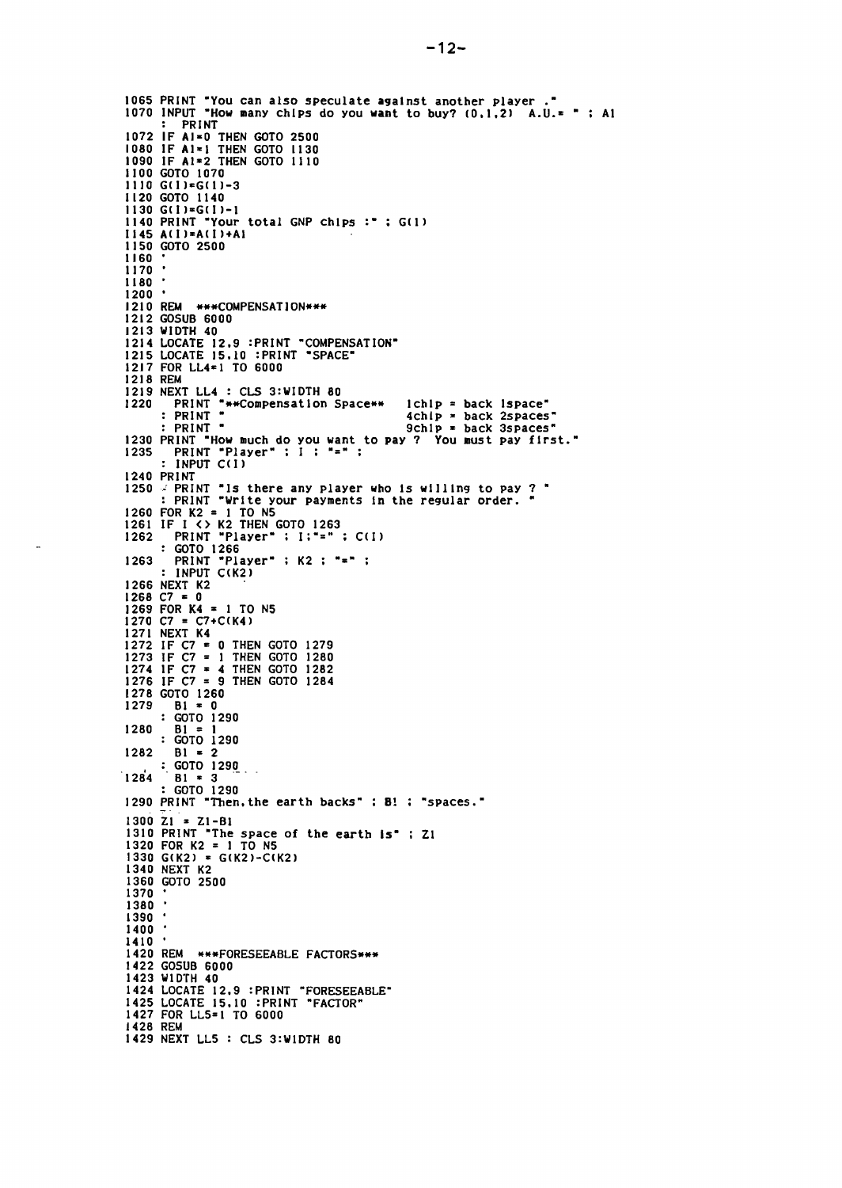```
1065 PRINT "You can also speculate against another player ."
1070 INPUT "How many chips do you want to buy? (0,1,2)  A.U.= " ; A1
     :  PRINT
1072 IF A1=0 THEN GOTO 2500
1080 IF A1=1 THEN GOTO 1130
1090 IF A1=2 THEN GOTO 1110
1100 GOTO 1070
1110 G(I)=G(I)-3
1120 GOTO 1140
1130 G(I)=G(I)-1
1140 PRINT "Your total GNP chips :" ; G(I)
1145 A(I)=A(I)+A1
1150 GOTO 2500
1160 '
1170 '
1180 '
1200 '
1210 REM  ***COMPENSATION***
1212 GOSUB 6000
1213 WIDTH 40
1214 LOCATE 12,9 :PRINT "COMPENSATION"
1215 LOCATE 15,10 :PRINT "SPACE"
1217 FOR LL4=1 TO 6000
1218 REM
1219 NEXT LL4 : CLS 3:WIDTH 80
1220   PRINT "**Compensation Space**   1chip = back 1space"
     : PRINT "                         4chip = back 2spaces"
     : PRINT "                         9chip = back 3spaces"
1230 PRINT "How much do you want to pay ?  You must pay first."
1235   PRINT "Player" ; I ; "=" ;
     : INPUT C(I)
1240 PRINT
1250   PRINT "Is there any player who is willing to pay ? "
     : PRINT "Write your payments in the regular order. "
1260 FOR K2 = 1 TO N5
1261 IF I <> K2 THEN GOTO 1263
1262   PRINT "Player" ; I;"=" ; C(I)
     : GOTO 1266
1263   PRINT "Player" ; K2 ; "=" ;
     : INPUT C(K2)
1266 NEXT K2
1268 C7 = 0
1269 FOR K4 = 1 TO N5
1270 C7 = C7+C(K4)
1271 NEXT K4
1272 IF C7 = 0 THEN GOTO 1279
1273 IF C7 = 1 THEN GOTO 1280
1274 IF C7 = 4 THEN GOTO 1282
1276 IF C7 = 9 THEN GOTO 1284
1278 GOTO 1260
1279   B1 = 0
     : GOTO 1290
1280   B1 = 1
     : GOTO 1290
1282   B1 = 2
     : GOTO 1290
1284   B1 = 3
     : GOTO 1290
1290 PRINT "Then,the earth backs" ; B! ; "spaces."
1300 Z1 = Z1-B1
1310 PRINT "The space of the earth is" ; Z1
1320 FOR K2 = 1 TO N5
1330 G(K2) = G(K2)-C(K2)
1340 NEXT K2
1360 GOTO 2500
1370 '
1380 '
1390 '
1400 '
1410 '
1420 REM  ***FORESEEABLE FACTORS***
1422 GOSUB 6000
1423 WIDTH 40
1424 LOCATE 12,9 :PRINT "FORESEEABLE"
1425 LOCATE 15,10 :PRINT "FACTOR"
1427 FOR LL5=1 TO 6000
1428 REM
1429 NEXT LL5 : CLS 3:WIDTH 80
```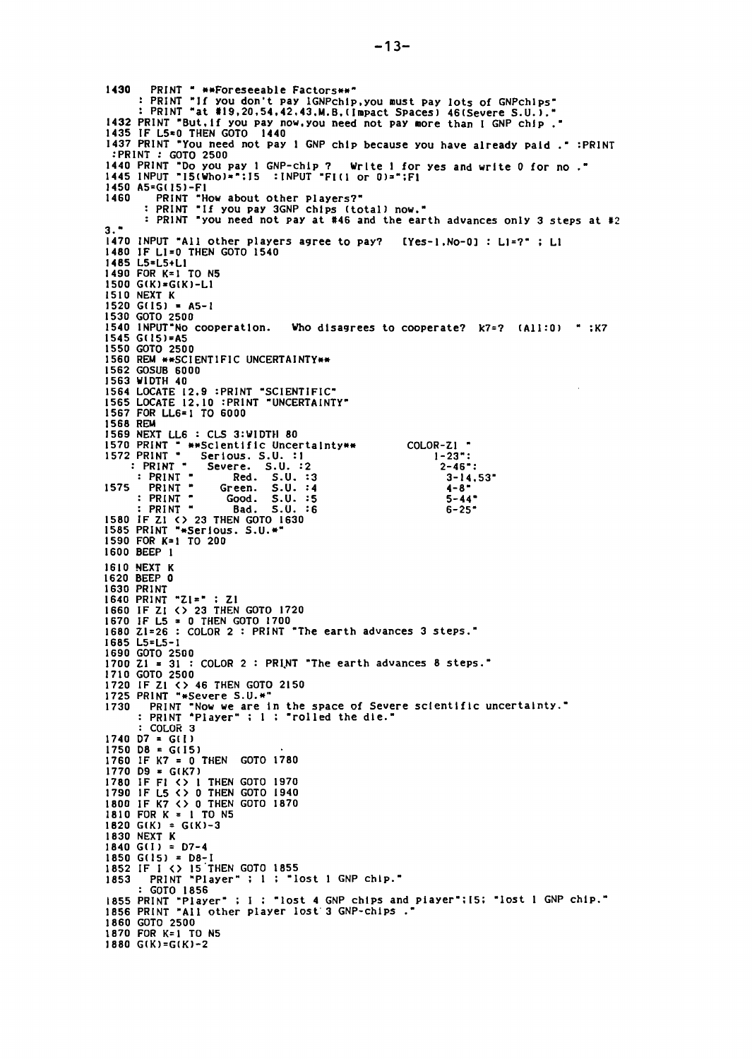```
1430   PRINT " **Foreseeable Factors**"
     : PRINT "If you don't pay 1GNPchip,you must pay lots of GNPchips"
     : PRINT "at #19,20,54,42,43,M.B,(Impact Spaces) 46(Severe S.U.)."
1432 PRINT "But,if you pay now,you need not pay more than 1 GNP chip ."
1435 IF L5=0 THEN GOTO  1440
1437 PRINT "You need not pay 1 GNP chip because you have already paid ." :PRINT
 :PRINT : GOTO 2500
1440 PRINT "Do you pay 1 GNP-chip ?   Write 1 for yes and write 0 for no ."
1445 INPUT "I5(Who)=";I5  :INPUT "F1(1 or 0)=";F1
1450 A5=G(I5)-F1
1460    PRINT "How about other players?"
      : PRINT "If you pay 3GNP chips (total) now."
      : PRINT "you need not pay at #46 and the earth advances only 3 steps at #2
3."
1470 INPUT "All other players agree to pay?   [Yes-1,No-0] : L1=?" ; L1
1480 IF L1=0 THEN GOTO 1540
1485 L5=L5+L1
1490 FOR K=1 TO N5
1500 G(K)=G(K)-L1
1510 NEXT K
1520 G(I5) = A5-1
1530 GOTO 2500
1540 INPUT"No cooperation.   Who disagrees to cooperate? K7=?  (All:0)  " :K7
1545 G(I5)=A5
1550 GOTO 2500
1560 REM **SCIENTIFIC UNCERTAINTY**
1562 GOSUB 6000
1563 WIDTH 40
1564 LOCATE 12,9 :PRINT "SCIENTIFIC"
1565 LOCATE 12,10 :PRINT "UNCERTAINTY"
1567 FOR LL6=1 TO 6000
1568 REM
1569 NEXT LL6 : CLS 3:WIDTH 80
1570 PRINT " **Scientific Uncertainty**        COLOR-Z1 "
1572 PRINT "    Serious. S.U. :1                   1-23":
    : PRINT "   Severe.  S.U. :2                   2-46":
     : PRINT "        Red.  S.U. :3                   3-14,53"
1575   PRINT "    Green.  S.U. :4                   4-8"
     : PRINT "     Good.  S.U. :5                   5-44"
     : PRINT "      Bad.  S.U. :6                   6-25"
1580 IF Z1 <> 23 THEN GOTO 1630
1585 PRINT "*Serious. S.U.*"
1590 FOR K=1 TO 200
1600 BEEP 1
1610 NEXT K
1620 BEEP 0
1630 PRINT
1640 PRINT "Z1=" ; Z1
1660 IF Z1 <> 23 THEN GOTO 1720
1670 IF L5 = 0 THEN GOTO 1700
1680 Z1=26 : COLOR 2 : PRINT "The earth advances 3 steps."
1685 L5=L5-1
1690 GOTO 2500
1700 Z1 = 31 : COLOR 2 : PRINT "The earth advances 8 steps."
1710 GOTO 2500
1720 IF Z1 <> 46 THEN GOTO 2150
1725 PRINT "*Severe S.U.*"
1730   PRINT "Now we are in the space of Severe scientific uncertainty."
     : PRINT "Player" ; I ; "rolled the die."
     : COLOR 3
1740 D7 = G(I)
1750 D8 = G(I5)
1760 IF K7 = 0 THEN  GOTO 1780
1770 D9 = G(K7)
1780 IF F1 <> 1 THEN GOTO 1970
1790 IF L5 <> 0 THEN GOTO 1940
1800 IF K7 <> 0 THEN GOTO 1870
1810 FOR K = 1 TO N5
1820 G(K) = G(K)-3
1830 NEXT K
1840 G(I) = D7-4
1850 G(I5) = D8-1
1852 IF I <> I5 THEN GOTO 1855
1853   PRINT "Player" ; I ; "lost 1 GNP chip."
     : GOTO 1856
1855 PRINT "Player" ; I ; "lost 4 GNP chips and player";I5; "lost 1 GNP chip."
1856 PRINT "All other player lost 3 GNP-chips ."
1860 GOTO 2500
1870 FOR K=1 TO N5
1880 G(K)=G(K)-2
```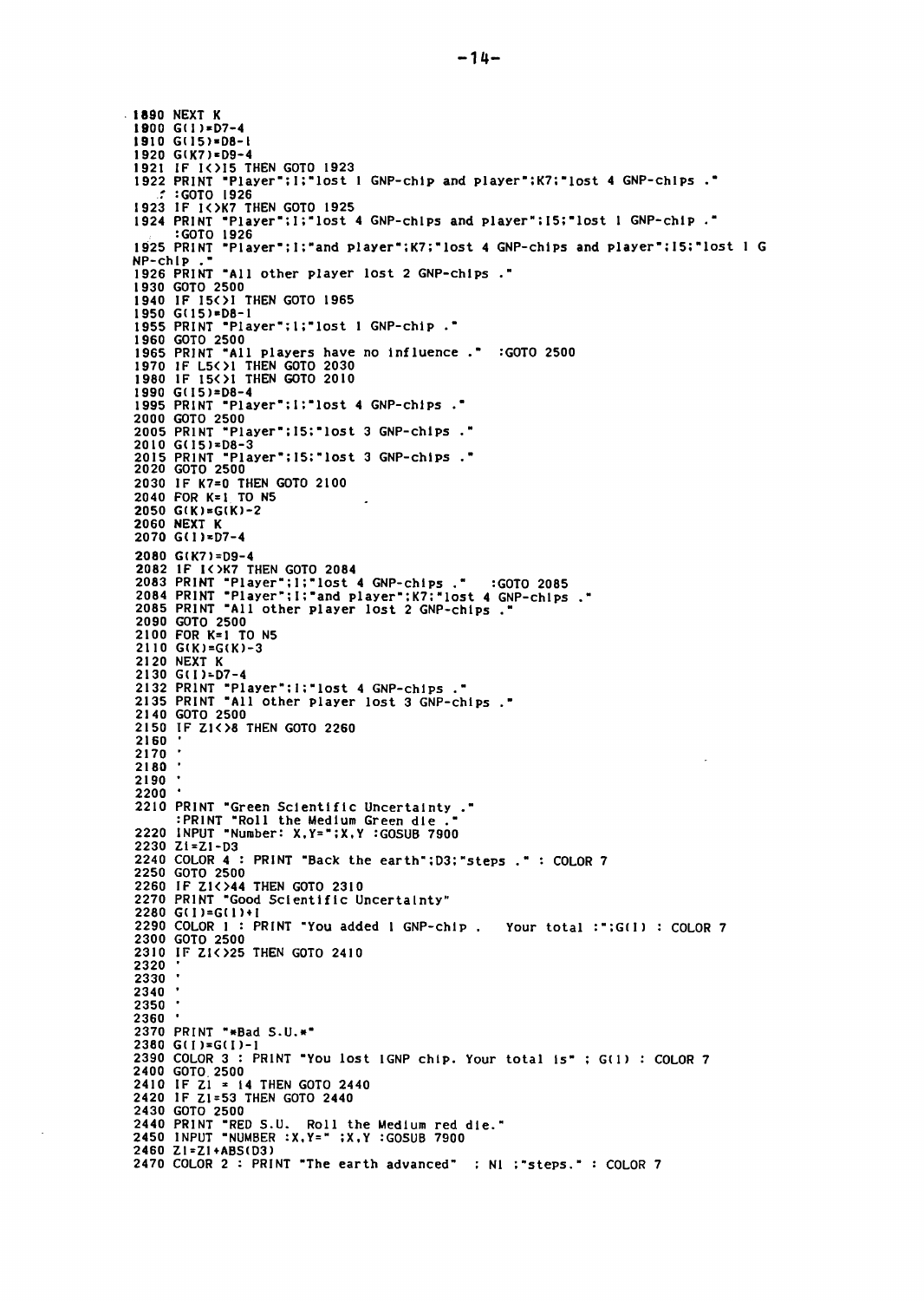```
1890 NEXT K
1900 G(I)=D7-4
1910 G(I5)=D8-1
1920 G(K7)=D9-4
1921 IF I<>I5 THEN GOTO 1923
1922 PRINT "Player";I;"lost 1 GNP-chip and player";K7;"lost 4 GNP-chips ."
     :GOTO 1926
1923 IF I<>K7 THEN GOTO 1925
1924 PRINT "Player";I;"lost 4 GNP-chips and player";I5;"lost 1 GNP-chip ."
     :GOTO 1926
1925 PRINT "Player";I;"and player";K7;"lost 4 GNP-chips and player";I5;"lost 1 G
NP-chip ."
1926 PRINT "All other player lost 2 GNP-chips ."
1930 GOTO 2500
1940 IF I5<>I THEN GOTO 1965
1950 G(I5)=D8-1
1955 PRINT "Player";I;"lost 1 GNP-chip ."
1960 GOTO 2500
1965 PRINT "All players have no influence ."  :GOTO 2500
1970 IF L5<>I THEN GOTO 2030
1980 IF I5<>I THEN GOTO 2010
1990 G(I5)=D8-4
1995 PRINT "Player";I;"lost 4 GNP-chips ."
2000 GOTO 2500
2005 PRINT "Player";I5;"lost 3 GNP-chips ."
2010 G(I5)=D8-3
2015 PRINT "Player";I5;"lost 3 GNP-chips ."
2020 GOTO 2500
2030 IF K7=0 THEN GOTO 2100
2040 FOR K=1 TO N5
2050 G(K)=G(K)-2
2060 NEXT K
2070 G(I)=D7-4
2080 G(K7)=D9-4
2082 IF I<>K7 THEN GOTO 2084
2083 PRINT "Player";I;"lost 4 GNP-chips ."   :GOTO 2085
2084 PRINT "Player";I;"and player";K7;"lost 4 GNP-chips ."
2085 PRINT "All other player lost 2 GNP-chips ."
2090 GOTO 2500
2100 FOR K=1 TO N5
2110 G(K)=G(K)-3
2120 NEXT K
2130 G(I)=D7-4
2132 PRINT "Player";I;"lost 4 GNP-chips ."
2135 PRINT "All other player lost 3 GNP-chips ."
2140 GOTO 2500
2150 IF Z1<>8 THEN GOTO 2260
2160 '
2170 '
2180 '
2190 '
2200 '
2210 PRINT "Green Scientific Uncertainty ."
     :PRINT "Roll the Medium Green die ."
2220 INPUT "Number: X,Y=";X,Y :GOSUB 7900
2230 Z1=Z1-D3
2240 COLOR 4 : PRINT "Back the earth";D3;"steps ." : COLOR 7
2250 GOTO 2500
2260 IF Z1<>44 THEN GOTO 2310
2270 PRINT "Good Scientific Uncertainty"
2280 G(I)=G(I)+1
2290 COLOR 1 : PRINT "You added 1 GNP-chip .   Your total :";G(I) : COLOR 7
2300 GOTO 2500
2310 IF Z1<>25 THEN GOTO 2410
2320 '
2330 '
2340 '
2350 '
2360 '
2370 PRINT "*Bad S.U.*"
2380 G(I)=G(I)-1
2390 COLOR 3 : PRINT "You lost 1GNP chip. Your total is" ; G(I) : COLOR 7
2400 GOTO 2500
2410 IF Z1 = 14 THEN GOTO 2440
2420 IF Z1=53 THEN GOTO 2440
2430 GOTO 2500
2440 PRINT "RED S.U.  Roll the Medium red die."
2450 INPUT "NUMBER :X,Y=" ;X,Y :GOSUB 7900
2460 Z1=Z1+ABS(D3)
2470 COLOR 2 : PRINT "The earth advanced"  ; N1 ;"steps." : COLOR 7
```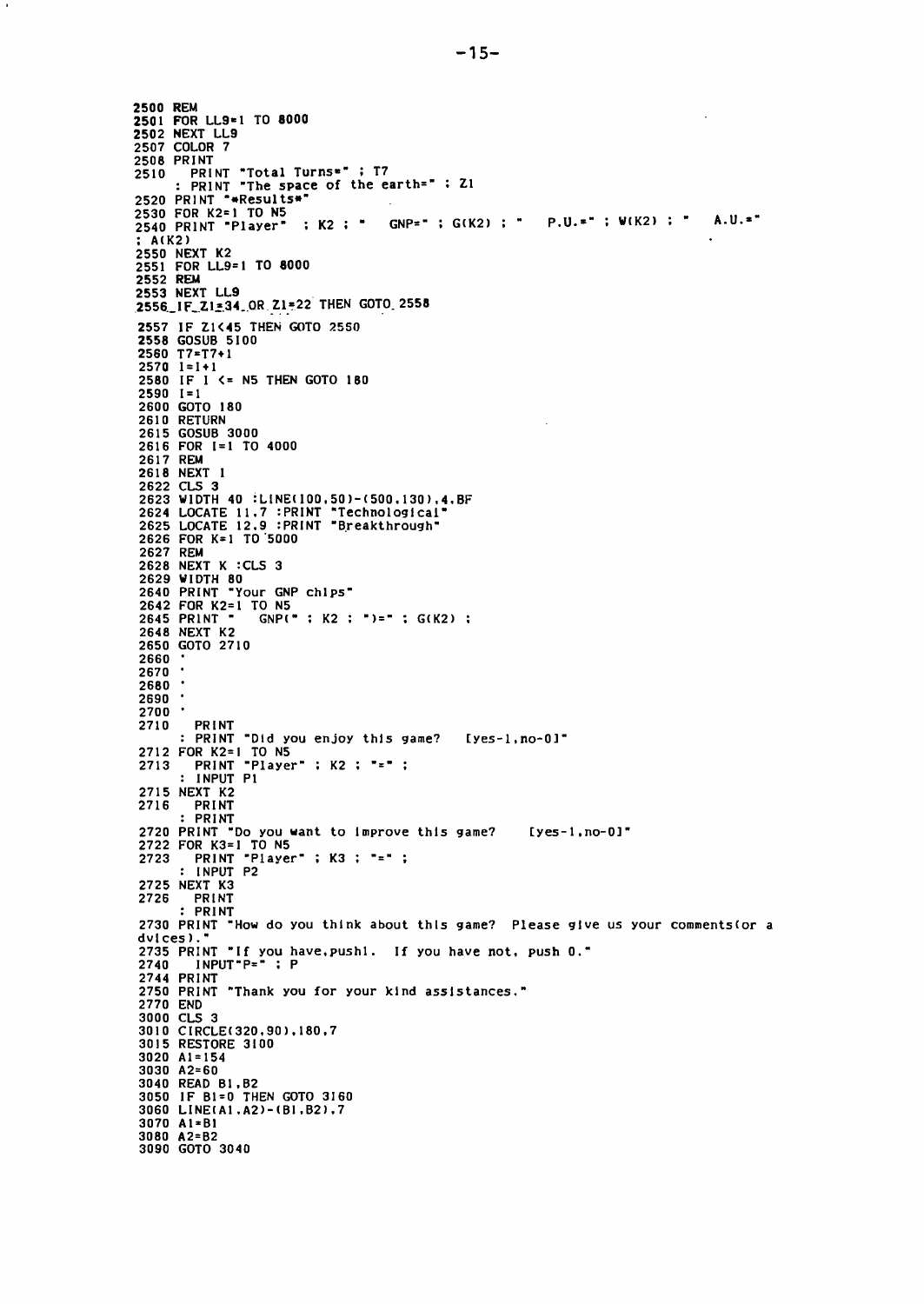```
2500 REM
2501 FOR LL9=1 TO 8000
2502 NEXT LL9
2507 COLOR 7
2508 PRINT
2510   PRINT "Total Turns=" ; T7
     : PRINT "The space of the earth=" ; Z1
2520 PRINT "*Results*"
2530 FOR K2=1 TO N5
2540 PRINT "Player"  ; K2 ; "   GNP=" ; G(K2) ; "   P.U.=" ; W(K2) ; "   A.U.="
; A(K2)
2550 NEXT K2
2551 FOR LL9=1 TO 8000
2552 REM
2553 NEXT LL9
2556 IF Z1=34 OR Z1=22 THEN GOTO 2558
2557 IF Z1<45 THEN GOTO 2550
2558 GOSUB 5100
2560 T7=T7+1
2570 I=I+1
2580 IF I <= N5 THEN GOTO 180
2590 I=1
2600 GOTO 180
2610 RETURN
2615 GOSUB 3000
2616 FOR I=1 TO 4000
2617 REM
2618 NEXT I
2622 CLS 3
2623 WIDTH 40 :LINE(100,50)-(500,130),4,BF
2624 LOCATE 11,7 :PRINT "Technological"
2625 LOCATE 12,9 :PRINT "Breakthrough"
2626 FOR K=1 TO 5000
2627 REM
2628 NEXT K :CLS 3
2629 WIDTH 80
2640 PRINT "Your GNP chips"
2642 FOR K2=1 TO N5
2645 PRINT "   GNP(" ; K2 ; ")=" ; G(K2) ;
2648 NEXT K2
2650 GOTO 2710
2660 '
2670 '
2680 '
2690 '
2700 '
2710   PRINT
     : PRINT "Did you enjoy this game?   [yes-1,no-0]"
2712 FOR K2=1 TO N5
2713   PRINT "Player" ; K2 ; "=" ;
     : INPUT P1
2715 NEXT K2
2716   PRINT
     : PRINT
2720 PRINT "Do you want to improve this game?    [yes-1,no-0]"
2722 FOR K3=1 TO N5
2723   PRINT "Player" ; K3 ; "=" ;
     : INPUT P2
2725 NEXT K3
2726   PRINT
     : PRINT
2730 PRINT "How do you think about this game?  Please give us your comments(or a
dvices)."
2735 PRINT "If you have,push1.  If you have not, push 0."
2740   INPUT"P=" ; P
2744 PRINT
2750 PRINT "Thank you for your kind assistances."
2770 END
3000 CLS 3
3010 CIRCLE(320,90),180,7
3015 RESTORE 3100
3020 A1=154
3030 A2=60
3040 READ B1,B2
3050 IF B1=0 THEN GOTO 3160
3060 LINE(A1,A2)-(B1,B2),7
3070 A1=B1
3080 A2=B2
3090 GOTO 3040
```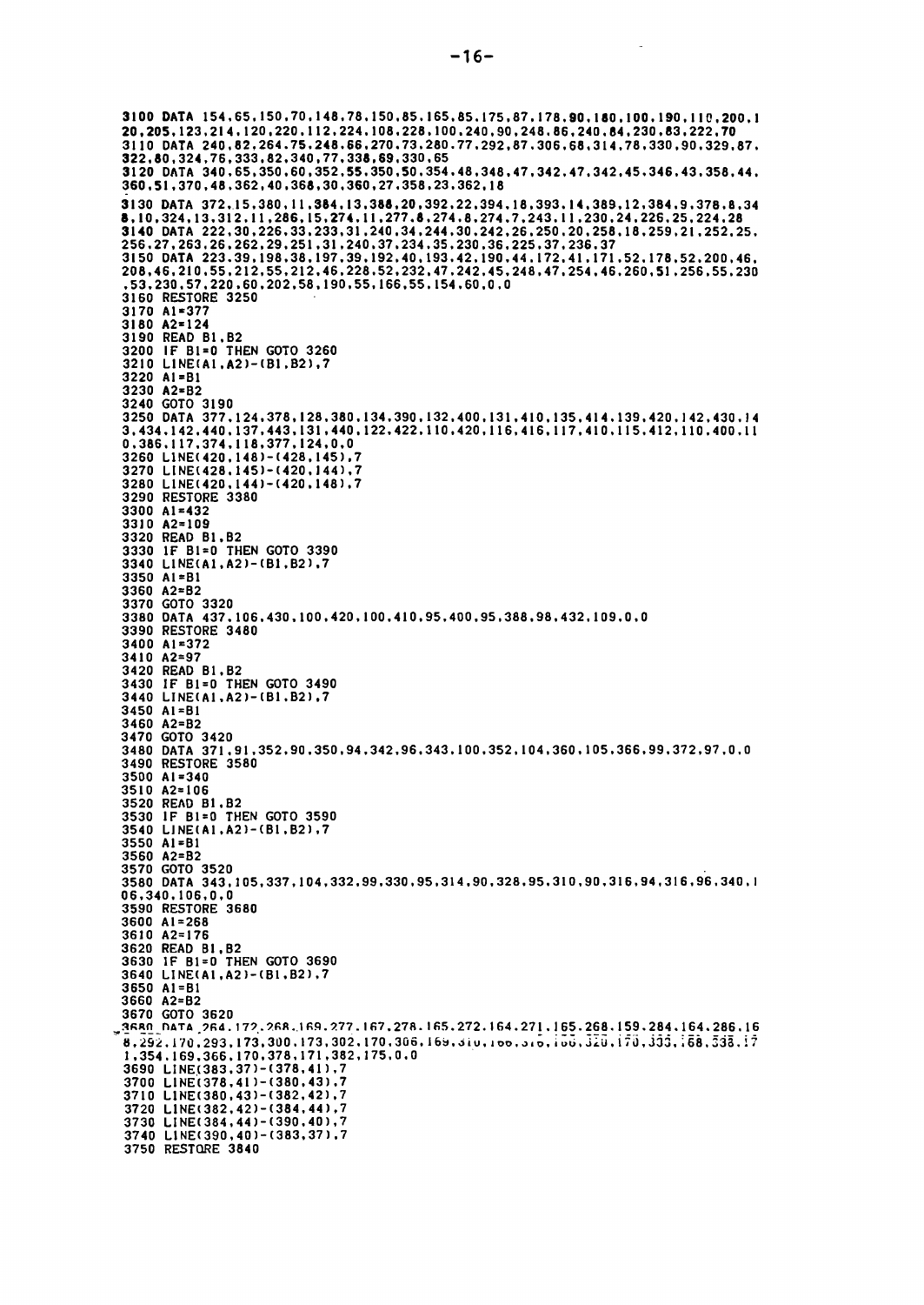```
3100 DATA 154,65,150,70,148,78,150,85,165,85,175,87,178,90,180,100,190,110,200,1
20,205,123,214,120,220,112,224,108,228,100,240,90,248,86,240,84,230,83,222,70
3110 DATA 240,82,264,75,248,66,270,73,280,77,292,87,306,68,314,78,330,90,329,87,
322,80,324,76,333,82,340,77,338,69,330,65
3120 DATA 340,65,350,60,352,55,350,50,354,48,348,47,342,47,342,45,346,43,358,44,
360,51,370,48,362,40,368,30,360,27,358,23,362,18
3130 DATA 372,15,380,11,384,13,388,20,392,22,394,18,393,14,389,12,384,9,378,8,34
8,10,324,13,312,11,286,15,274,11,277,8,274,8,274,7,243,11,230,24,226,25,224,28
3140 DATA 222,30,226,33,233,31,240,34,244,30,242,26,250,20,258,18,259,21,252,25,
256,27,263,26,262,29,251,31,240,37,234,35,230,36,225,37,236,37
3150 DATA 223,39,198,38,197,39,192,40,193,42,190,44,172,41,171,52,178,52,200,46,
208,46,210,55,212,55,212,46,228,52,232,47,242,45,248,47,254,46,260,51,256,55,230
,53,230,57,220,60,202,58,190,55,166,55,154,60,0,0
3160 RESTORE 3250
3170 A1=377
3180 A2=124
3190 READ B1,B2
3200 IF B1=0 THEN GOTO 3260
3210 LINE(A1,A2)-(B1,B2),7
3220 A1=B1
3230 A2=B2
3240 GOTO 3190
3250 DATA 377,124,378,128,380,134,390,132,400,131,410,135,414,139,420,142,430,14
3,434,142,440,137,443,131,440,122,422,110,420,116,416,117,410,115,412,110,400,11
0,386,117,374,118,377,124,0,0
3260 LINE(420,148)-(428,145),7
3270 LINE(428,145)-(420,144),7
3280 LINE(420,144)-(420,148),7
3290 RESTORE 3380
3300 A1=432
3310 A2=109
3320 READ B1,B2
3330 IF B1=0 THEN GOTO 3390
3340 LINE(A1,A2)-(B1,B2),7
3350 A1=B1
3360 A2=B2
3370 GOTO 3320
3380 DATA 437,106,430,100,420,100,410,95,400,95,388,98,432,109,0,0
3390 RESTORE 3480
3400 A1=372
3410 A2=97
3420 READ B1,B2
3430 IF B1=0 THEN GOTO 3490
3440 LINE(A1,A2)-(B1,B2),7
3450 A1=B1
3460 A2=B2
3470 GOTO 3420
3480 DATA 371,91,352,90,350,94,342,96,343,100,352,104,360,105,366,99,372,97,0,0
3490 RESTORE 3580
3500 A1=340
3510 A2=106
3520 READ B1,B2
3530 IF B1=0 THEN GOTO 3590
3540 LINE(A1,A2)-(B1,B2),7
3550 A1=B1
3560 A2=B2
3570 GOTO 3520
3580 DATA 343,105,337,104,332,99,330,95,314,90,328,95,310,90,316,94,316,96,340,1
06,340,106,0,0
3590 RESTORE 3680
3600 A1=268
3610 A2=176
3620 READ B1,B2
3630 IF B1=0 THEN GOTO 3690
3640 LINE(A1,A2)-(B1,B2),7
3650 A1=B1
3660 A2=B2
3670 GOTO 3620
3680 DATA 264,172,268,169,277,167,278,165,272,164,271,165,268,159,284,164,286,16
8,292,170,293,173,300,173,302,170,306,169,310,166,316,166,320,170,333,168,338,17
1,354,169,366,170,378,171,382,175,0,0
3690 LINE(383,37)-(378,41),7
3700 LINE(378,41)-(380,43),7
3710 LINE(380,43)-(382,42),7
3720 LINE(382,42)-(384,44),7
3730 LINE(384,44)-(390,40),7
3740 LINE(390,40)-(383,37),7
3750 RESTORE 3840
```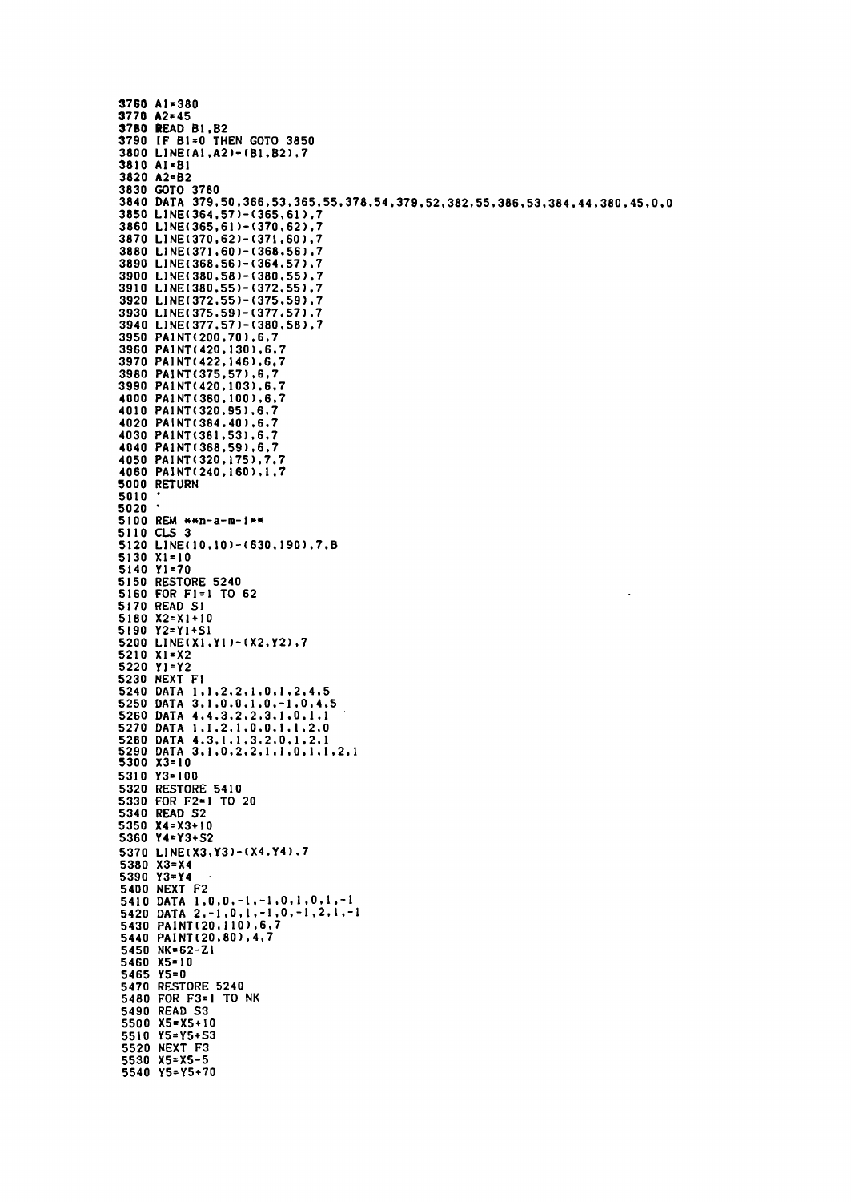```
3760 A1=380
3770 A2=45
3780 READ B1,B2
3790 IF B1=0 THEN GOTO 3850
3800 LINE(A1,A2)-(B1,B2),7
3810 A1=B1
3820 A2=B2
3830 GOTO 3780
3840 DATA 379,50,366,53,365,55,378,54,379,52,382,55,386,53,384,44,380,45,0,0
3850 LINE(364,57)-(365,61),7
3860 LINE(365,61)-(370,62),7
3870 LINE(370,62)-(371,60),7
3880 LINE(371,60)-(368,56),7
3890 LINE(368,56)-(364,57),7
3900 LINE(380,58)-(380,55),7
3910 LINE(380,55)-(372,55),7
3920 LINE(372,55)-(375,59),7
3930 LINE(375,59)-(377,57),7
3940 LINE(377,57)-(380,58),7
3950 PAINT(200,70),6,7
3960 PAINT(420,130),6,7
3970 PAINT(422,146),6,7
3980 PAINT(375,57),6,7
3990 PAINT(420,103),6,7
4000 PAINT(360,100),6,7
4010 PAINT(320,95),6,7
4020 PAINT(384,40),6,7
4030 PAINT(381,53),6,7
4040 PAINT(368,59),6,7
4050 PAINT(320,175),7,7
4060 PAINT(240,160),1,7
5000 RETURN
5010 '
5020 '
5100 REM **n-a-m-i**
5110 CLS 3
5120 LINE(10,10)-(630,190),7,B
5130 X1=10
5140 Y1=70
5150 RESTORE 5240
5160 FOR F1=1 TO 62
5170 READ S1
5180 X2=X1+10
5190 Y2=Y1+S1
5200 LINE(X1,Y1)-(X2,Y2),7
5210 X1=X2
5220 Y1=Y2
5230 NEXT F1
5240 DATA 1,1,2,2,1,0,1,2,4,5
5250 DATA 3,1,0,0,1,0,-1,0,4,5
5260 DATA 4,4,3,2,2,3,1,0,1,1
5270 DATA 1,1,2,1,0,0,1,1,2,0
5280 DATA 4,3,1,1,3,2,0,1,2,1
5290 DATA 3,1,0,2,2,1,1,0,1,1,2,1
5300 X3=10
5310 Y3=100
5320 RESTORE 5410
5330 FOR F2=1 TO 20
5340 READ S2
5350 X4=X3+10
5360 Y4=Y3+S2
5370 LINE(X3,Y3)-(X4,Y4),7
5380 X3=X4
5390 Y3=Y4
5400 NEXT F2
5410 DATA 1,0,0,-1,-1,0,1,0,1,-1
5420 DATA 2,-1,0,1,-1,0,-1,2,1,-1
5430 PAINT(20,110),6,7
5440 PAINT(20,80),4,7
5450 NK=62-Z1
5460 X5=10
5465 Y5=0
5470 RESTORE 5240
5480 FOR F3=1 TO NK
5490 READ S3
5500 X5=X5+10
5510 Y5=Y5+S3
5520 NEXT F3
5530 X5=X5-5
5540 Y5=Y5+70
```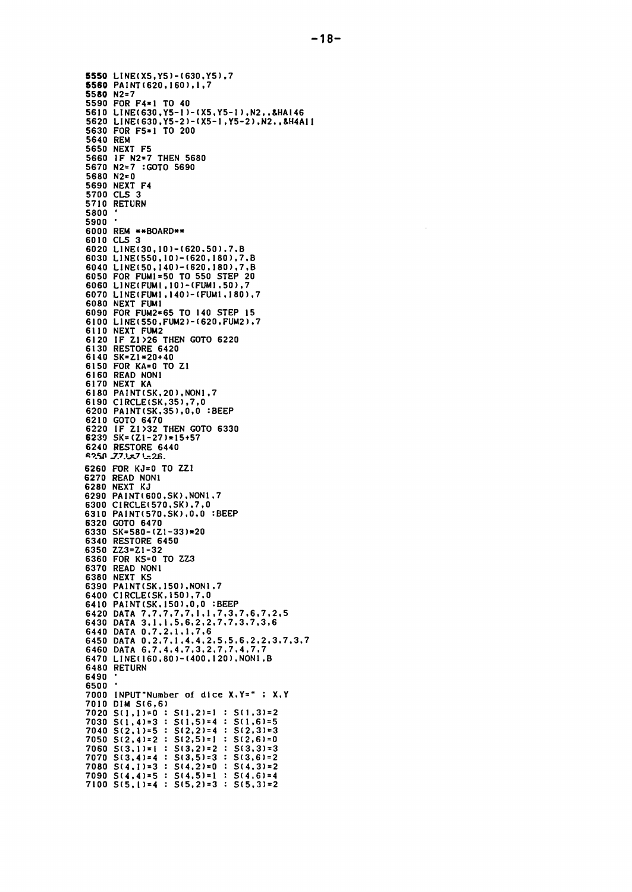```
5550 LINE(X5,Y5)-(630,Y5),7
5560 PAINT(620,160),1,7
5580 N2=7
5590 FOR F4=1 TO 40
5610 LINE(630,Y5-1)-(X5,Y5-1),N2,,&HA146
5620 LINE(630,Y5-2)-(X5-1,Y5-2),N2,,&H4A11
5630 FOR F5=1 TO 200
5640 REM
5650 NEXT F5
5660 IF N2=7 THEN 5680
5670 N2=7 :GOTO 5690
5680 N2=0
5690 NEXT F4
5700 CLS 3
5710 RETURN
5800 '
5900 '
6000 REM **BOARD**
6010 CLS 3
6020 LINE(30,10)-(620,50),7,B
6030 LINE(550,10)-(620,180),7,B
6040 LINE(50,140)-(620,180),7,B
6050 FOR FUM1=50 TO 550 STEP 20
6060 LINE(FUM1,10)-(FUM1,50),7
6070 LINE(FUM1,140)-(FUM1,180),7
6080 NEXT FUM1
6090 FOR FUM2=65 TO 140 STEP 15
6100 LINE(550,FUM2)-(620,FUM2),7
6110 NEXT FUM2
6120 IF Z1>26 THEN GOTO 6220
6130 RESTORE 6420
6140 SK=Z1*20+40
6150 FOR KA=0 TO Z1
6160 READ NON1
6170 NEXT KA
6180 PAINT(SK,20),NON1,7
6190 CIRCLE(SK,35),7,0
6200 PAINT(SK,35),0,0 :BEEP
6210 GOTO 6470
6220 IF Z1>32 THEN GOTO 6330
6230 SK=(Z1-27)*15+57
6240 RESTORE 6440
6250 ZZ1=Z1-26
6260 FOR KJ=0 TO ZZ1
6270 READ NON1
6280 NEXT KJ
6290 PAINT(600,SK),NON1,7
6300 CIRCLE(570,SK),7,0
6310 PAINT(570,SK),0,0 :BEEP
6320 GOTO 6470
6330 SK=580-(Z1-33)*20
6340 RESTORE 6450
6350 ZZ3=Z1-32
6360 FOR KS=0 TO ZZ3
6370 READ NON1
6380 NEXT KS
6390 PAINT(SK,150),NON1,7
6400 CIRCLE(SK,150),7,0
6410 PAINT(SK,150),0,0 :BEEP
6420 DATA 7,7,7,7,7,1,1,7,3,7,6,7,2,5
6430 DATA 3,1,1,5,6,2,2,7,7,3,7,3,6
6440 DATA 0,7,2,1,1,7,6
6450 DATA 0,2,7,1,4,4,2,5,5,6,2,2,3,7,3,7
6460 DATA 6,7,4,4,7,3,2,7,7,4,7,7
6470 LINE(160,80)-(400,120),NON1,B
6480 RETURN
6490 '
6500 '
7000 INPUT"Number of dice X,Y=" ; X,Y
7010 DIM S(6,6)
7020 S(1,1)=0 : S(1,2)=1 : S(1,3)=2
7030 S(1,4)=3 : S(1,5)=4 : S(1,6)=5
7040 S(2,1)=5 : S(2,2)=4 : S(2,3)=3
7050 S(2,4)=2 : S(2,5)=1 : S(2,6)=0
7060 S(3,1)=1 : S(3,2)=2 : S(3,3)=3
7070 S(3,4)=4 : S(3,5)=3 : S(3,6)=2
7080 S(4,1)=3 : S(4,2)=0 : S(4,3)=2
7090 S(4,4)=5 : S(4,5)=1 : S(4,6)=4
7100 S(5,1)=4 : S(5,2)=3 : S(5,3)=2
```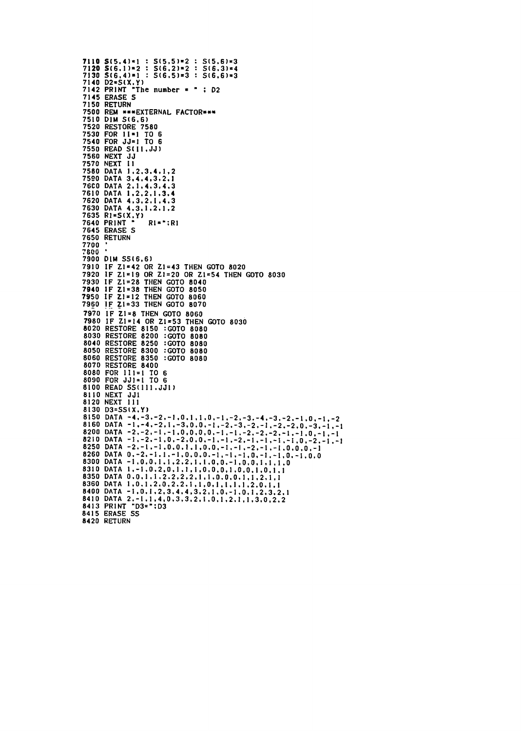```
7110 S(5,4)=1 : S(5,5)=2 : S(5,6)=3
7120 S(6,1)=2 : S(6,2)=2 : S(6,3)=4
7130 S(6,4)=1 : S(6,5)=3 : S(6,6)=3
7140 D2=S(X,Y)
7142 PRINT "The number = " ; D2
7145 ERASE S
7150 RETURN
7500 REM ***EXTERNAL FACTOR***
7510 DIM S(6,6)
7520 RESTORE 7580
7530 FOR II=1 TO 6
7540 FOR JJ=1 TO 6
7550 READ S(II,JJ)
7560 NEXT JJ
7570 NEXT II
7580 DATA 1,2,3,4,1,2
7590 DATA 3,4,4,3,2,1
7600 DATA 2,1,4,3,4,3
7610 DATA 1,2,2,1,3,4
7620 DATA 4,3,2,1,4,3
7630 DATA 4,3,1,2,1,2
7635 R1=S(X,Y)
7640 PRINT "   R1=";R1
7645 ERASE S
7650 RETURN
7700 '
7800 '
7900 DIM SS(6,6)
7910 IF Z1=42 OR Z1=43 THEN GOTO 8020
7920 IF Z1=19 OR Z1=20 OR Z1=54 THEN GOTO 8030
7930 IF Z1=28 THEN GOTO 8040
7940 IF Z1=38 THEN GOTO 8050
7950 IF Z1=12 THEN GOTO 8060
7960 IF Z1=33 THEN GOTO 8070
7970 IF Z1=8 THEN GOTO 8060
7980 IF Z1=14 OR Z1=53 THEN GOTO 8030
8020 RESTORE 8150 :GOTO 8080
8030 RESTORE 8200 :GOTO 8080
8040 RESTORE 8250 :GOTO 8080
8050 RESTORE 8300 :GOTO 8080
8060 RESTORE 8350 :GOTO 8080
8070 RESTORE 8400
8080 FOR III=1 TO 6
8090 FOR JJ1=1 TO 6
8100 READ SS(III,JJ1)
8110 NEXT JJ1
8120 NEXT III
8130 D3=SS(X,Y)
8150 DATA -4,-3,-2,-1,0,1,1,0,-1,-2,-3,-4,-3,-2,-1,0,-1,-2
8160 DATA -1,-4,-2,1,-3,0,0,-1,-2,-3,-2,-1,-2,-2,0,-3,-1,-1
8200 DATA -2,-2,-1,-1,0,0,0,0,-1,-1,-2,-2,-2,-1,-1,0,-1,-1
8210 DATA -1,-2,-1,0,-2,0,0,-1,-1,-2,-1,-1,-1,-1,0,-2,-1,-1
8250 DATA -2,-1,-1,0,0,1,1,0,0,-1,-1,-2,-1,-1,0,0,0,-1
8260 DATA 0,-2,-1,1,-1,0,0,0,-1,-1,-1,0,-1,-1,0,-1,0,0
8300 DATA -1,0,0,1,1,2,2,1,1,0,0,-1,0,0,1,1,1,0
8310 DATA 1,-1,0,2,0,1,1,1,0,0,0,1,0,0,1,0,1,1
8350 DATA 0,0,1,1,2,2,2,2,1,1,0,0,0,1,1,2,1,1
8360 DATA 1,0,1,2,0,2,2,1,1,0,1,1,1,1,2,0,1,1
8400 DATA -1,0,1,2,3,4,4,3,2,1,0,-1,0,1,2,3,2,1
8410 DATA 2,-1,1,4,0,3,3,2,1,0,1,2,1,1,3,0,2,2
8413 PRINT "D3=";D3
8415 ERASE SS
8420 RETURN
```